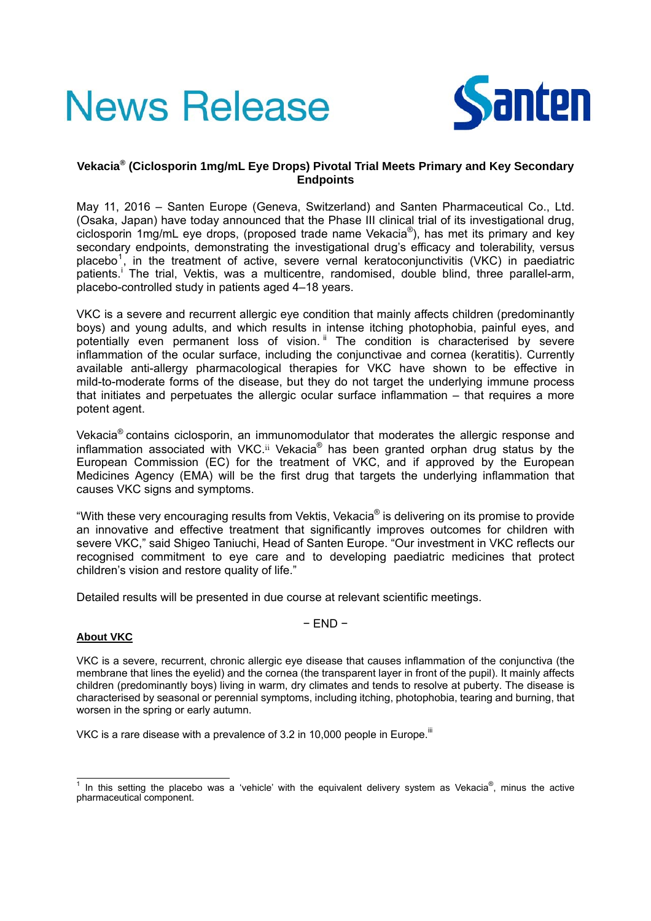# News Release

Santen

## Vekacia® (Ciclosporin 1mg/mL Eye Drops) Pivotal Trial Meets Primary and Key Secondary Endpoints

May 11, 2016 – Santen Europe (Geneva, Switzerland) and Santen Pharmaceutical Co., Ltd. (Osaka, Japan) have today announced that the Phase III clinical trial of its investigational drug, ciclosporin 1mg/mL eye drops, (proposed trade name Vekacia®), has met its primary and key secondary endpoints, demonstrating the investigational drug's efficacy and tolerability, versus placebo[1], in the treatment of active, severe vernal keratoconjunctivitis (VKC) in paediatric patients.[i] The trial, Vektis, was a multicentre, randomised, double blind, three parallel-arm, placebo-controlled study in patients aged 4–18 years.

VKC is a severe and recurrent allergic eye condition that mainly affects children (predominantly boys) and young adults, and which results in intense itching photophobia, painful eyes, and potentially even permanent loss of vision.[ii] The condition is characterised by severe inflammation of the ocular surface, including the conjunctivae and cornea (keratitis). Currently available anti-allergy pharmacological therapies for VKC have shown to be effective in mild-to-moderate forms of the disease, but they do not target the underlying immune process that initiates and perpetuates the allergic ocular surface inflammation – that requires a more potent agent.

Vekacia® contains ciclosporin, an immunomodulator that moderates the allergic response and inflammation associated with VKC.[ii] Vekacia® has been granted orphan drug status by the European Commission (EC) for the treatment of VKC, and if approved by the European Medicines Agency (EMA) will be the first drug that targets the underlying inflammation that causes VKC signs and symptoms.

"With these very encouraging results from Vektis, Vekacia® is delivering on its promise to provide an innovative and effective treatment that significantly improves outcomes for children with severe VKC," said Shigeo Taniuchi, Head of Santen Europe. "Our investment in VKC reflects our recognised commitment to eye care and to developing paediatric medicines that protect children's vision and restore quality of life."

Detailed results will be presented in due course at relevant scientific meetings.

– END –

### About VKC

VKC is a severe, recurrent, chronic allergic eye disease that causes inflammation of the conjunctiva (the membrane that lines the eyelid) and the cornea (the transparent layer in front of the pupil). It mainly affects children (predominantly boys) living in warm, dry climates and tends to resolve at puberty. The disease is characterised by seasonal or perennial symptoms, including itching, photophobia, tearing and burning, that worsen in the spring or early autumn.

VKC is a rare disease with a prevalence of 3.2 in 10,000 people in Europe.[iii]

---

[1] In this setting the placebo was a 'vehicle' with the equivalent delivery system as Vekacia®, minus the active pharmaceutical component.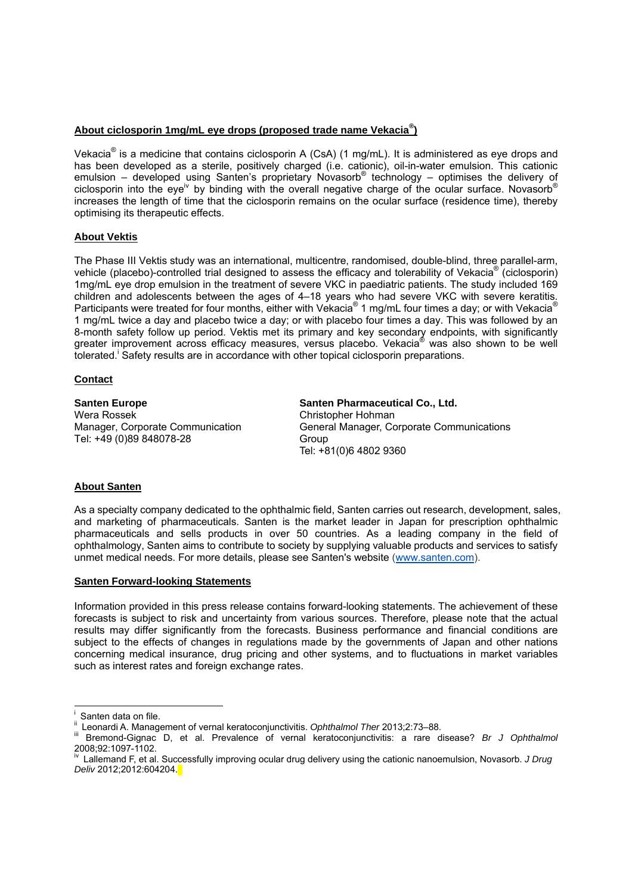## About ciclosporin 1mg/mL eye drops (proposed trade name Vekacia®)

Vekacia® is a medicine that contains ciclosporin A (CsA) (1 mg/mL). It is administered as eye drops and has been developed as a sterile, positively charged (i.e. cationic), oil-in-water emulsion. This cationic emulsion – developed using Santen's proprietary Novasorb® technology – optimises the delivery of ciclosporin into the eye[iv] by binding with the overall negative charge of the ocular surface. Novasorb® increases the length of time that the ciclosporin remains on the ocular surface (residence time), thereby optimising its therapeutic effects.

## About Vektis

The Phase III Vektis study was an international, multicentre, randomised, double-blind, three parallel-arm, vehicle (placebo)-controlled trial designed to assess the efficacy and tolerability of Vekacia® (ciclosporin) 1mg/mL eye drop emulsion in the treatment of severe VKC in paediatric patients. The study included 169 children and adolescents between the ages of 4–18 years who had severe VKC with severe keratitis. Participants were treated for four months, either with Vekacia® 1 mg/mL four times a day; or with Vekacia® 1 mg/mL twice a day and placebo twice a day; or with placebo four times a day. This was followed by an 8-month safety follow up period. Vektis met its primary and key secondary endpoints, with significantly greater improvement across efficacy measures, versus placebo. Vekacia® was also shown to be well tolerated.[i] Safety results are in accordance with other topical ciclosporin preparations.

## Contact

**Santen Europe**
Wera Rossek
Manager, Corporate Communication
Tel: +49 (0)89 848078-28

**Santen Pharmaceutical Co., Ltd.**
Christopher Hohman
General Manager, Corporate Communications Group
Tel: +81(0)6 4802 9360

## About Santen

As a specialty company dedicated to the ophthalmic field, Santen carries out research, development, sales, and marketing of pharmaceuticals. Santen is the market leader in Japan for prescription ophthalmic pharmaceuticals and sells products in over 50 countries. As a leading company in the field of ophthalmology, Santen aims to contribute to society by supplying valuable products and services to satisfy unmet medical needs. For more details, please see Santen's website (www.santen.com).

## Santen Forward-looking Statements

Information provided in this press release contains forward-looking statements. The achievement of these forecasts is subject to risk and uncertainty from various sources. Therefore, please note that the actual results may differ significantly from the forecasts. Business performance and financial conditions are subject to the effects of changes in regulations made by the governments of Japan and other nations concerning medical insurance, drug pricing and other systems, and to fluctuations in market variables such as interest rates and foreign exchange rates.

---

[i] Santen data on file.

[ii] Leonardi A. Management of vernal keratoconjunctivitis. *Ophthalmol Ther* 2013;2:73–88.

[iii] Bremond-Gignac D, et al. Prevalence of vernal keratoconjunctivitis: a rare disease? *Br J Ophthalmol* 2008;92:1097-1102.

[iv] Lallemand F, et al. Successfully improving ocular drug delivery using the cationic nanoemulsion, Novasorb. *J Drug Deliv* 2012;2012:604204.